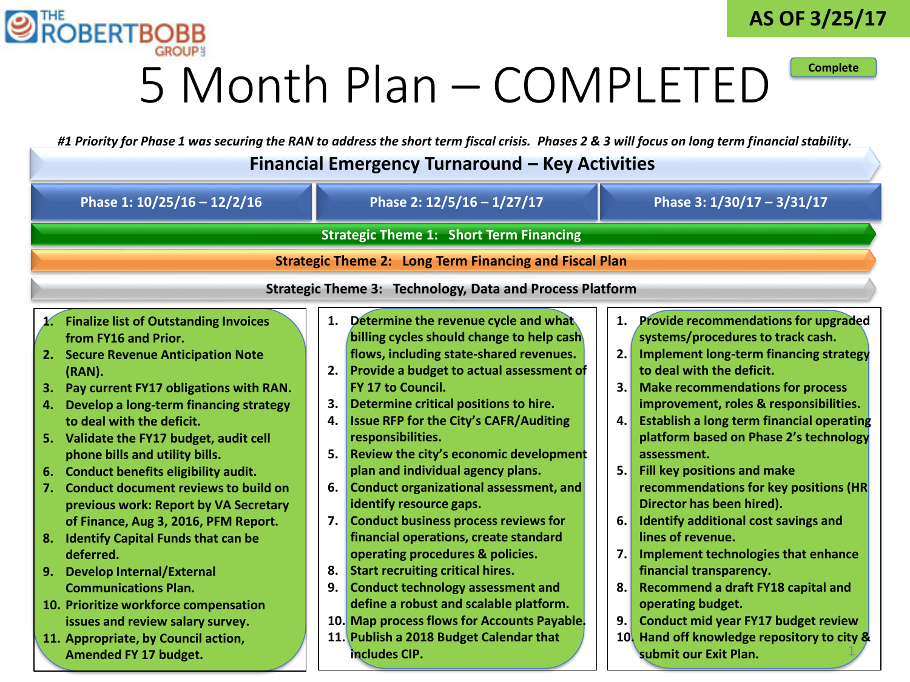THE ROBERTBOBB GROUP

**AS OF 3/25/17**

# 5 Month Plan – COMPLETED

**Complete**

*#1 Priority for Phase 1 was securing the RAN to address the short term fiscal crisis. Phases 2 & 3 will focus on long term financial stability.*

## Financial Emergency Turnaround – Key Activities

| Phase 1: 10/25/16 – 12/2/16 | Phase 2: 12/5/16 – 1/27/17 | Phase 3: 1/30/17 – 3/31/17 |
|---|---|---|

**Strategic Theme 1: Short Term Financing**

**Strategic Theme 2: Long Term Financing and Fiscal Plan**

**Strategic Theme 3: Technology, Data and Process Platform**

### Phase 1: 10/25/16 – 12/2/16

1. Finalize list of Outstanding Invoices from FY16 and Prior.
2. Secure Revenue Anticipation Note (RAN).
3. Pay current FY17 obligations with RAN.
4. Develop a long-term financing strategy to deal with the deficit.
5. Validate the FY17 budget, audit cell phone bills and utility bills.
6. Conduct benefits eligibility audit.
7. Conduct document reviews to build on previous work: Report by VA Secretary of Finance, Aug 3, 2016, PFM Report.
8. Identify Capital Funds that can be deferred.
9. Develop Internal/External Communications Plan.
10. Prioritize workforce compensation issues and review salary survey.
11. Appropriate, by Council action, Amended FY 17 budget.

### Phase 2: 12/5/16 – 1/27/17

1. Determine the revenue cycle and what billing cycles should change to help cash flows, including state-shared revenues.
2. Provide a budget to actual assessment of FY 17 to Council.
3. Determine critical positions to hire.
4. Issue RFP for the City's CAFR/Auditing responsibilities.
5. Review the city's economic development plan and individual agency plans.
6. Conduct organizational assessment, and identify resource gaps.
7. Conduct business process reviews for financial operations, create standard operating procedures & policies.
8. Start recruiting critical hires.
9. Conduct technology assessment and define a robust and scalable platform.
10. Map process flows for Accounts Payable.
11. Publish a 2018 Budget Calendar that includes CIP.

### Phase 3: 1/30/17 – 3/31/17

1. Provide recommendations for upgraded systems/procedures to track cash.
2. Implement long-term financing strategy to deal with the deficit.
3. Make recommendations for process improvement, roles & responsibilities.
4. Establish a long term financial operating platform based on Phase 2's technology assessment.
5. Fill key positions and make recommendations for key positions (HR Director has been hired).
6. Identify additional cost savings and lines of revenue.
7. Implement technologies that enhance financial transparency.
8. Recommend a draft FY18 capital and operating budget.
9. Conduct mid year FY17 budget review
10. Hand off knowledge repository to city & submit our Exit Plan.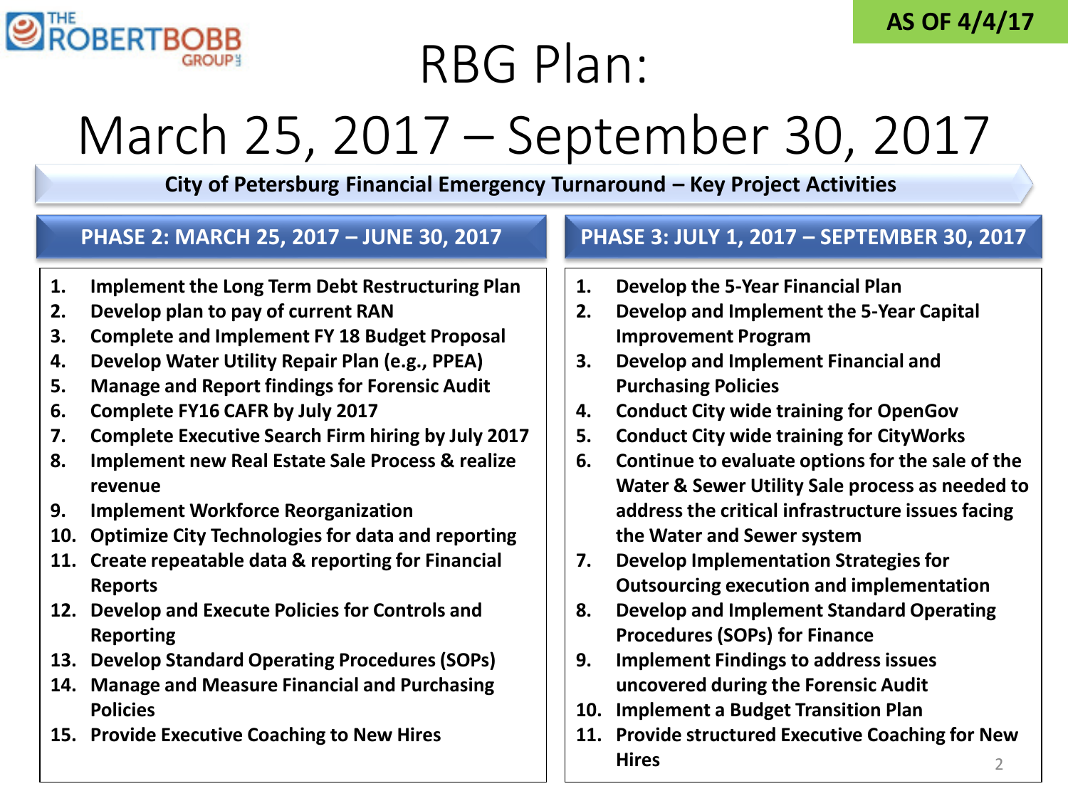THE ROBERTBOBB GROUP

**AS OF 4/4/17**

# RBG Plan:

# March 25, 2017 – September 30, 2017

**City of Petersburg Financial Emergency Turnaround – Key Project Activities**

## PHASE 2: MARCH 25, 2017 – JUNE 30, 2017

1. **Implement the Long Term Debt Restructuring Plan**
2. **Develop plan to pay of current RAN**
3. **Complete and Implement FY 18 Budget Proposal**
4. **Develop Water Utility Repair Plan (e.g., PPEA)**
5. **Manage and Report findings for Forensic Audit**
6. **Complete FY16 CAFR by July 2017**
7. **Complete Executive Search Firm hiring by July 2017**
8. **Implement new Real Estate Sale Process & realize revenue**
9. **Implement Workforce Reorganization**
10. **Optimize City Technologies for data and reporting**
11. **Create repeatable data & reporting for Financial Reports**
12. **Develop and Execute Policies for Controls and Reporting**
13. **Develop Standard Operating Procedures (SOPs)**
14. **Manage and Measure Financial and Purchasing Policies**
15. **Provide Executive Coaching to New Hires**

## PHASE 3: JULY 1, 2017 – SEPTEMBER 30, 2017

1. **Develop the 5-Year Financial Plan**
2. **Develop and Implement the 5-Year Capital Improvement Program**
3. **Develop and Implement Financial and Purchasing Policies**
4. **Conduct City wide training for OpenGov**
5. **Conduct City wide training for CityWorks**
6. **Continue to evaluate options for the sale of the Water & Sewer Utility Sale process as needed to address the critical infrastructure issues facing the Water and Sewer system**
7. **Develop Implementation Strategies for Outsourcing execution and implementation**
8. **Develop and Implement Standard Operating Procedures (SOPs) for Finance**
9. **Implement Findings to address issues uncovered during the Forensic Audit**
10. **Implement a Budget Transition Plan**
11. **Provide structured Executive Coaching for New Hires**